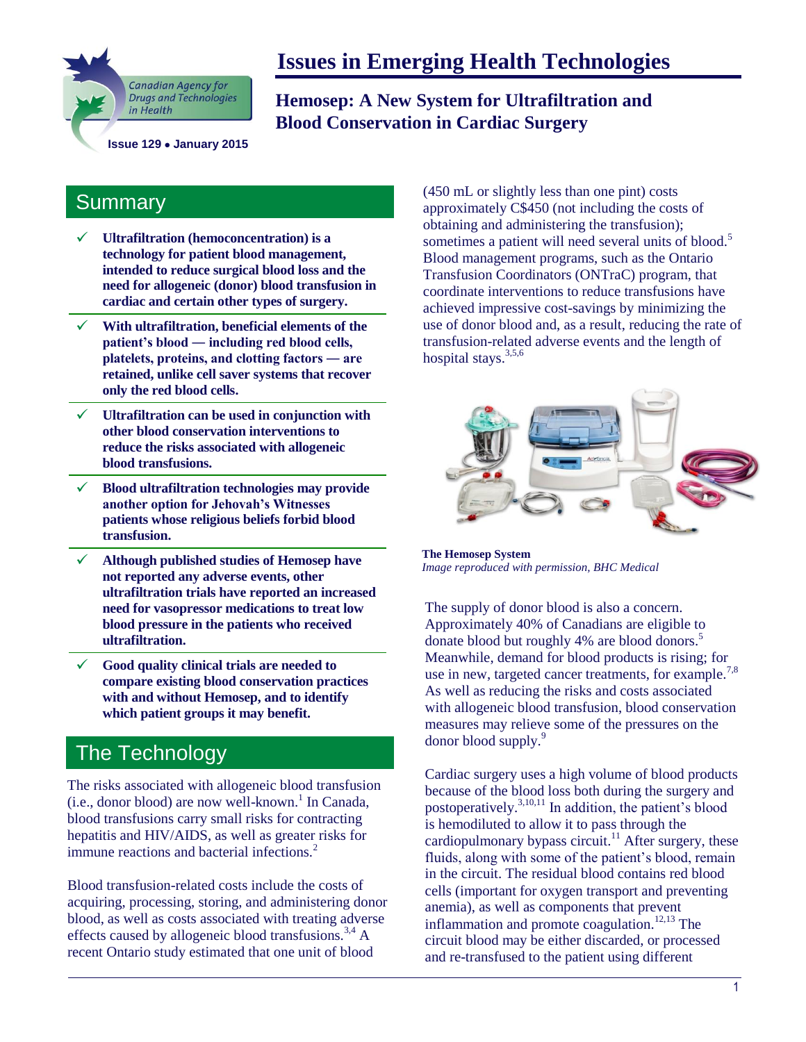# Issues in Emerging Health Technologies

Canadian Agency for Drugs and Technologies in Health

Issue 129 • January 2015

## Hemosep: A New System for Ultrafiltration and Blood Conservation in Cardiac Surgery

## Summary

- **Ultrafiltration (hemoconcentration) is a technology for patient blood management, intended to reduce surgical blood loss and the need for allogeneic (donor) blood transfusion in cardiac and certain other types of surgery.**
- **With ultrafiltration, beneficial elements of the patient's blood — including red blood cells, platelets, proteins, and clotting factors — are retained, unlike cell saver systems that recover only the red blood cells.**
- **Ultrafiltration can be used in conjunction with other blood conservation interventions to reduce the risks associated with allogeneic blood transfusions.**
- **Blood ultrafiltration technologies may provide another option for Jehovah's Witnesses patients whose religious beliefs forbid blood transfusion.**
- **Although published studies of Hemosep have not reported any adverse events, other ultrafiltration trials have reported an increased need for vasopressor medications to treat low blood pressure in the patients who received ultrafiltration.**
- **Good quality clinical trials are needed to compare existing blood conservation practices with and without Hemosep, and to identify which patient groups it may benefit.**

## The Technology

The risks associated with allogeneic blood transfusion (i.e., donor blood) are now well-known.[1] In Canada, blood transfusions carry small risks for contracting hepatitis and HIV/AIDS, as well as greater risks for immune reactions and bacterial infections.[2]

Blood transfusion-related costs include the costs of acquiring, processing, storing, and administering donor blood, as well as costs associated with treating adverse effects caused by allogeneic blood transfusions.[3,4] A recent Ontario study estimated that one unit of blood (450 mL or slightly less than one pint) costs approximately C$450 (not including the costs of obtaining and administering the transfusion); sometimes a patient will need several units of blood.[5] Blood management programs, such as the Ontario Transfusion Coordinators (ONTraC) program, that coordinate interventions to reduce transfusions have achieved impressive cost-savings by minimizing the use of donor blood and, as a result, reducing the rate of transfusion-related adverse events and the length of hospital stays.[3,5,6]

**The Hemosep System**
*Image reproduced with permission, BHC Medical*

The supply of donor blood is also a concern. Approximately 40% of Canadians are eligible to donate blood but roughly 4% are blood donors.[5] Meanwhile, demand for blood products is rising; for use in new, targeted cancer treatments, for example.[7,8] As well as reducing the risks and costs associated with allogeneic blood transfusion, blood conservation measures may relieve some of the pressures on the donor blood supply.[9]

Cardiac surgery uses a high volume of blood products because of the blood loss both during the surgery and postoperatively.[3,10,11] In addition, the patient's blood is hemodiluted to allow it to pass through the cardiopulmonary bypass circuit.[11] After surgery, these fluids, along with some of the patient's blood, remain in the circuit. The residual blood contains red blood cells (important for oxygen transport and preventing anemia), as well as components that prevent inflammation and promote coagulation.[12,13] The circuit blood may be either discarded, or processed and re-transfused to the patient using different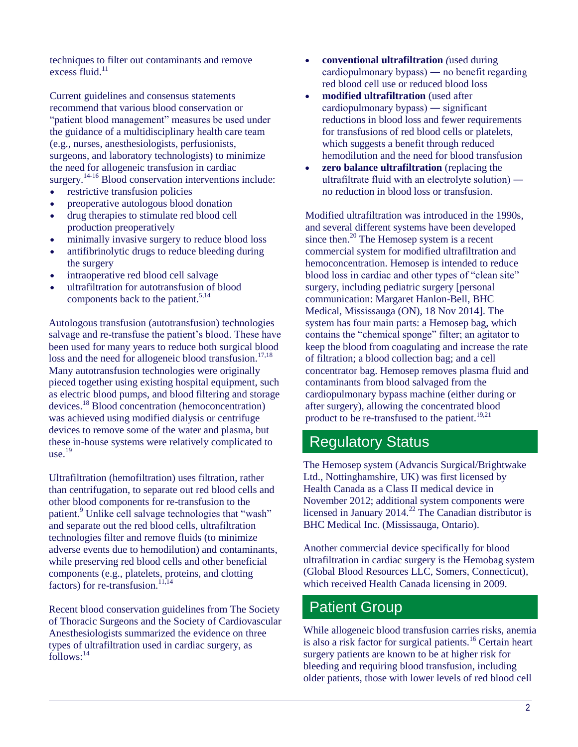techniques to filter out contaminants and remove excess fluid.[11]

Current guidelines and consensus statements recommend that various blood conservation or "patient blood management" measures be used under the guidance of a multidisciplinary health care team (e.g., nurses, anesthesiologists, perfusionists, surgeons, and laboratory technologists) to minimize the need for allogeneic transfusion in cardiac surgery.[14-16] Blood conservation interventions include:

- restrictive transfusion policies
- preoperative autologous blood donation
- drug therapies to stimulate red blood cell production preoperatively
- minimally invasive surgery to reduce blood loss
- antifibrinolytic drugs to reduce bleeding during the surgery
- intraoperative red blood cell salvage
- ultrafiltration for autotransfusion of blood components back to the patient.[5,14]

Autologous transfusion (autotransfusion) technologies salvage and re-transfuse the patient's blood. These have been used for many years to reduce both surgical blood loss and the need for allogeneic blood transfusion.[17,18] Many autotransfusion technologies were originally pieced together using existing hospital equipment, such as electric blood pumps, and blood filtering and storage devices.[18] Blood concentration (hemoconcentration) was achieved using modified dialysis or centrifuge devices to remove some of the water and plasma, but these in-house systems were relatively complicated to use.[19]

Ultrafiltration (hemofiltration) uses filtration, rather than centrifugation, to separate out red blood cells and other blood components for re-transfusion to the patient.[9] Unlike cell salvage technologies that "wash" and separate out the red blood cells, ultrafiltration technologies filter and remove fluids (to minimize adverse events due to hemodilution) and contaminants, while preserving red blood cells and other beneficial components (e.g., platelets, proteins, and clotting factors) for re-transfusion.[11,14]

Recent blood conservation guidelines from The Society of Thoracic Surgeons and the Society of Cardiovascular Anesthesiologists summarized the evidence on three types of ultrafiltration used in cardiac surgery, as follows:[14]

- **conventional ultrafiltration** *(*used during cardiopulmonary bypass) — no benefit regarding red blood cell use or reduced blood loss
- **modified ultrafiltration** (used after cardiopulmonary bypass) — significant reductions in blood loss and fewer requirements for transfusions of red blood cells or platelets, which suggests a benefit through reduced hemodilution and the need for blood transfusion
- **zero balance ultrafiltration** (replacing the ultrafiltrate fluid with an electrolyte solution) — no reduction in blood loss or transfusion.

Modified ultrafiltration was introduced in the 1990s, and several different systems have been developed since then.[20] The Hemosep system is a recent commercial system for modified ultrafiltration and hemoconcentration. Hemosep is intended to reduce blood loss in cardiac and other types of "clean site" surgery, including pediatric surgery [personal communication: Margaret Hanlon-Bell, BHC Medical, Mississauga (ON), 18 Nov 2014]. The system has four main parts: a Hemosep bag, which contains the "chemical sponge" filter; an agitator to keep the blood from coagulating and increase the rate of filtration; a blood collection bag; and a cell concentrator bag. Hemosep removes plasma fluid and contaminants from blood salvaged from the cardiopulmonary bypass machine (either during or after surgery), allowing the concentrated blood product to be re-transfused to the patient.[19,21]

## Regulatory Status

The Hemosep system (Advancis Surgical/Brightwake Ltd., Nottinghamshire, UK) was first licensed by Health Canada as a Class II medical device in November 2012; additional system components were licensed in January 2014.[22] The Canadian distributor is BHC Medical Inc. (Mississauga, Ontario).

Another commercial device specifically for blood ultrafiltration in cardiac surgery is the Hemobag system (Global Blood Resources LLC, Somers, Connecticut), which received Health Canada licensing in 2009.

## Patient Group

While allogeneic blood transfusion carries risks, anemia is also a risk factor for surgical patients.[16] Certain heart surgery patients are known to be at higher risk for bleeding and requiring blood transfusion, including older patients, those with lower levels of red blood cell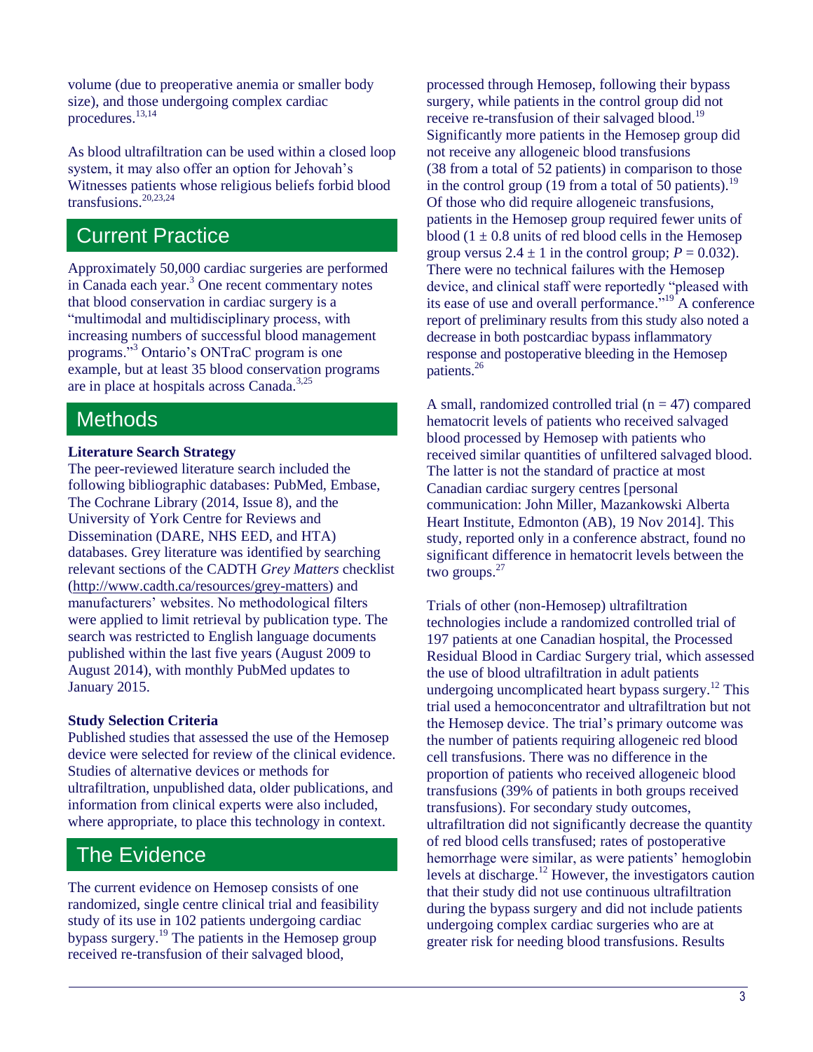volume (due to preoperative anemia or smaller body size), and those undergoing complex cardiac procedures.[13,14]

As blood ultrafiltration can be used within a closed loop system, it may also offer an option for Jehovah's Witnesses patients whose religious beliefs forbid blood transfusions.[20,23,24]

## Current Practice

Approximately 50,000 cardiac surgeries are performed in Canada each year.[3] One recent commentary notes that blood conservation in cardiac surgery is a "multimodal and multidisciplinary process, with increasing numbers of successful blood management programs."[3] Ontario's ONTraC program is one example, but at least 35 blood conservation programs are in place at hospitals across Canada.[3,25]

## Methods

**Literature Search Strategy**

The peer-reviewed literature search included the following bibliographic databases: PubMed, Embase, The Cochrane Library (2014, Issue 8), and the University of York Centre for Reviews and Dissemination (DARE, NHS EED, and HTA) databases. Grey literature was identified by searching relevant sections of the CADTH *Grey Matters* checklist (http://www.cadth.ca/resources/grey-matters) and manufacturers' websites. No methodological filters were applied to limit retrieval by publication type. The search was restricted to English language documents published within the last five years (August 2009 to August 2014), with monthly PubMed updates to January 2015.

**Study Selection Criteria**

Published studies that assessed the use of the Hemosep device were selected for review of the clinical evidence. Studies of alternative devices or methods for ultrafiltration, unpublished data, older publications, and information from clinical experts were also included, where appropriate, to place this technology in context.

## The Evidence

The current evidence on Hemosep consists of one randomized, single centre clinical trial and feasibility study of its use in 102 patients undergoing cardiac bypass surgery.[19] The patients in the Hemosep group received re-transfusion of their salvaged blood, processed through Hemosep, following their bypass surgery, while patients in the control group did not receive re-transfusion of their salvaged blood.[19] Significantly more patients in the Hemosep group did not receive any allogeneic blood transfusions (38 from a total of 52 patients) in comparison to those in the control group (19 from a total of 50 patients).[19] Of those who did require allogeneic transfusions, patients in the Hemosep group required fewer units of blood ($1 \pm 0.8$ units of red blood cells in the Hemosep group versus $2.4 \pm 1$ in the control group; $P = 0.032$). There were no technical failures with the Hemosep device, and clinical staff were reportedly "pleased with its ease of use and overall performance."[19] A conference report of preliminary results from this study also noted a decrease in both postcardiac bypass inflammatory response and postoperative bleeding in the Hemosep patients.[26]

A small, randomized controlled trial ($n = 47$) compared hematocrit levels of patients who received salvaged blood processed by Hemosep with patients who received similar quantities of unfiltered salvaged blood. The latter is not the standard of practice at most Canadian cardiac surgery centres [personal communication: John Miller, Mazankowski Alberta Heart Institute, Edmonton (AB), 19 Nov 2014]. This study, reported only in a conference abstract, found no significant difference in hematocrit levels between the two groups.[27]

Trials of other (non-Hemosep) ultrafiltration technologies include a randomized controlled trial of 197 patients at one Canadian hospital, the Processed Residual Blood in Cardiac Surgery trial, which assessed the use of blood ultrafiltration in adult patients undergoing uncomplicated heart bypass surgery.[12] This trial used a hemoconcentrator and ultrafiltration but not the Hemosep device. The trial's primary outcome was the number of patients requiring allogeneic red blood cell transfusions. There was no difference in the proportion of patients who received allogeneic blood transfusions (39% of patients in both groups received transfusions). For secondary study outcomes, ultrafiltration did not significantly decrease the quantity of red blood cells transfused; rates of postoperative hemorrhage were similar, as were patients' hemoglobin levels at discharge.[12] However, the investigators caution that their study did not use continuous ultrafiltration during the bypass surgery and did not include patients undergoing complex cardiac surgeries who are at greater risk for needing blood transfusions. Results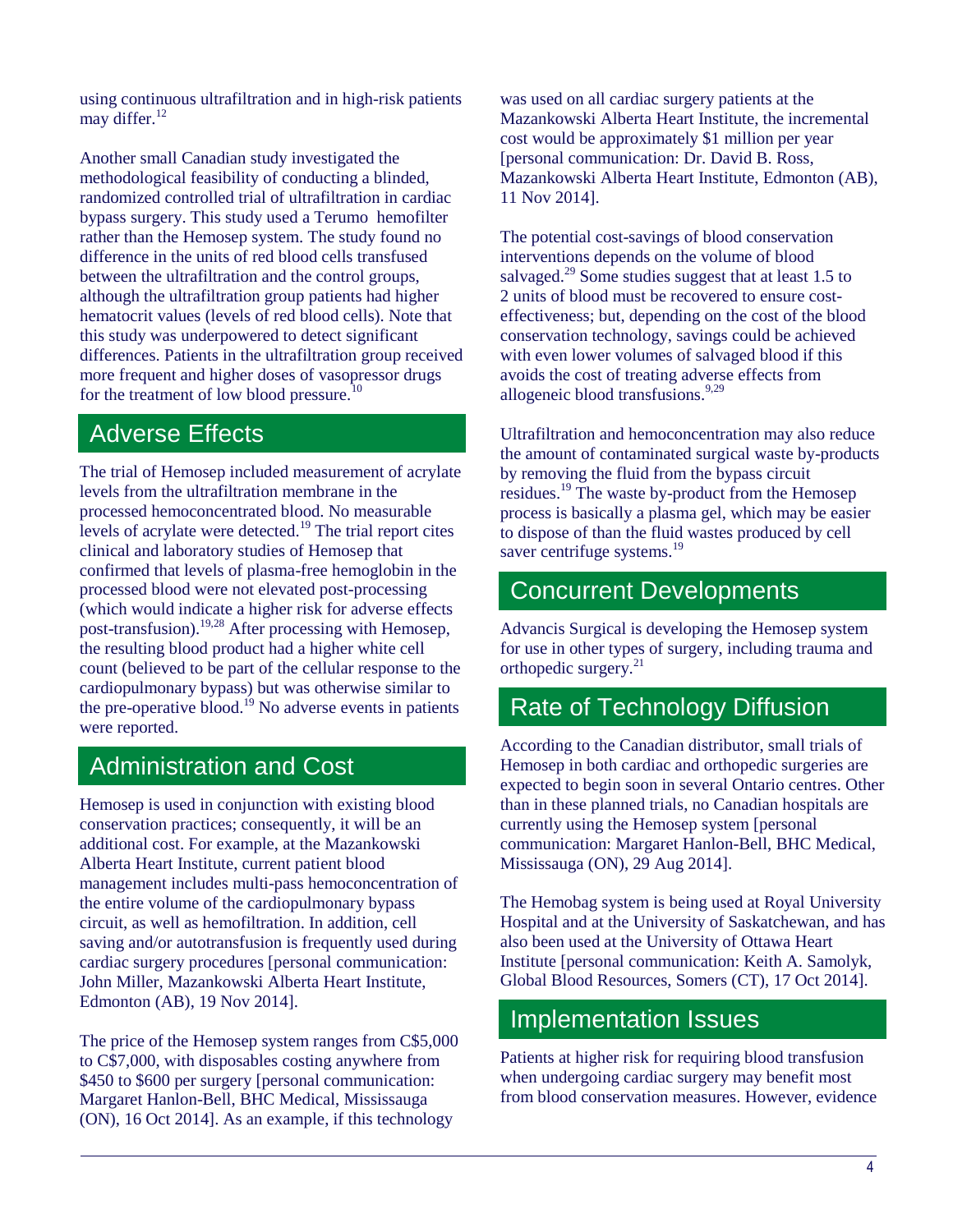using continuous ultrafiltration and in high-risk patients may differ.[12]

Another small Canadian study investigated the methodological feasibility of conducting a blinded, randomized controlled trial of ultrafiltration in cardiac bypass surgery. This study used a Terumo hemofilter rather than the Hemosep system. The study found no difference in the units of red blood cells transfused between the ultrafiltration and the control groups, although the ultrafiltration group patients had higher hematocrit values (levels of red blood cells). Note that this study was underpowered to detect significant differences. Patients in the ultrafiltration group received more frequent and higher doses of vasopressor drugs for the treatment of low blood pressure.[10]

## Adverse Effects

The trial of Hemosep included measurement of acrylate levels from the ultrafiltration membrane in the processed hemoconcentrated blood. No measurable levels of acrylate were detected.[19] The trial report cites clinical and laboratory studies of Hemosep that confirmed that levels of plasma-free hemoglobin in the processed blood were not elevated post-processing (which would indicate a higher risk for adverse effects post-transfusion).[19,28] After processing with Hemosep, the resulting blood product had a higher white cell count (believed to be part of the cellular response to the cardiopulmonary bypass) but was otherwise similar to the pre-operative blood.[19] No adverse events in patients were reported.

## Administration and Cost

Hemosep is used in conjunction with existing blood conservation practices; consequently, it will be an additional cost. For example, at the Mazankowski Alberta Heart Institute, current patient blood management includes multi-pass hemoconcentration of the entire volume of the cardiopulmonary bypass circuit, as well as hemofiltration. In addition, cell saving and/or autotransfusion is frequently used during cardiac surgery procedures [personal communication: John Miller, Mazankowski Alberta Heart Institute, Edmonton (AB), 19 Nov 2014].

The price of the Hemosep system ranges from C$5,000 to C$7,000, with disposables costing anywhere from $450 to $600 per surgery [personal communication: Margaret Hanlon-Bell, BHC Medical, Mississauga (ON), 16 Oct 2014]. As an example, if this technology was used on all cardiac surgery patients at the Mazankowski Alberta Heart Institute, the incremental cost would be approximately $1 million per year [personal communication: Dr. David B. Ross, Mazankowski Alberta Heart Institute, Edmonton (AB), 11 Nov 2014].

The potential cost-savings of blood conservation interventions depends on the volume of blood salvaged.[29] Some studies suggest that at least 1.5 to 2 units of blood must be recovered to ensure cost-effectiveness; but, depending on the cost of the blood conservation technology, savings could be achieved with even lower volumes of salvaged blood if this avoids the cost of treating adverse effects from allogeneic blood transfusions.[9,29]

Ultrafiltration and hemoconcentration may also reduce the amount of contaminated surgical waste by-products by removing the fluid from the bypass circuit residues.[19] The waste by-product from the Hemosep process is basically a plasma gel, which may be easier to dispose of than the fluid wastes produced by cell saver centrifuge systems.[19]

## Concurrent Developments

Advancis Surgical is developing the Hemosep system for use in other types of surgery, including trauma and orthopedic surgery.[21]

## Rate of Technology Diffusion

According to the Canadian distributor, small trials of Hemosep in both cardiac and orthopedic surgeries are expected to begin soon in several Ontario centres. Other than in these planned trials, no Canadian hospitals are currently using the Hemosep system [personal communication: Margaret Hanlon-Bell, BHC Medical, Mississauga (ON), 29 Aug 2014].

The Hemobag system is being used at Royal University Hospital and at the University of Saskatchewan, and has also been used at the University of Ottawa Heart Institute [personal communication: Keith A. Samolyk, Global Blood Resources, Somers (CT), 17 Oct 2014].

## Implementation Issues

Patients at higher risk for requiring blood transfusion when undergoing cardiac surgery may benefit most from blood conservation measures. However, evidence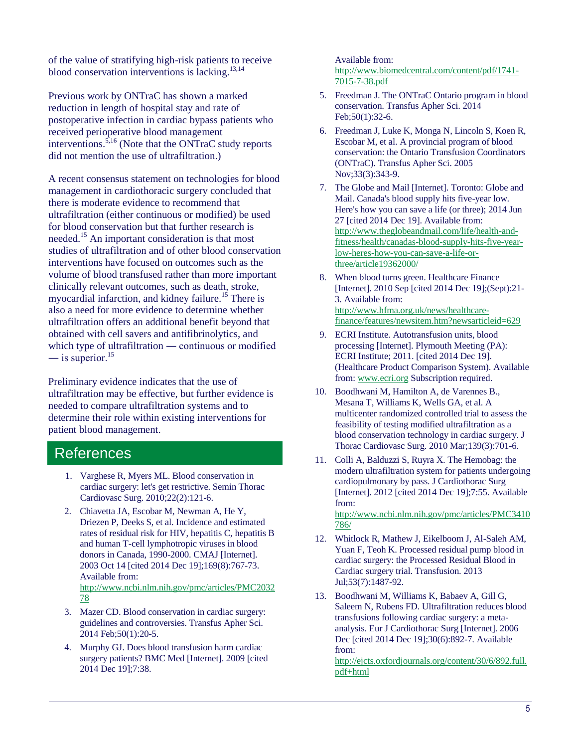of the value of stratifying high-risk patients to receive blood conservation interventions is lacking.[13,14]

Previous work by ONTraC has shown a marked reduction in length of hospital stay and rate of postoperative infection in cardiac bypass patients who received perioperative blood management interventions.[5,16] (Note that the ONTraC study reports did not mention the use of ultrafiltration.)

A recent consensus statement on technologies for blood management in cardiothoracic surgery concluded that there is moderate evidence to recommend that ultrafiltration (either continuous or modified) be used for blood conservation but that further research is needed.[15] An important consideration is that most studies of ultrafiltration and of other blood conservation interventions have focused on outcomes such as the volume of blood transfused rather than more important clinically relevant outcomes, such as death, stroke, myocardial infarction, and kidney failure.[15] There is also a need for more evidence to determine whether ultrafiltration offers an additional benefit beyond that obtained with cell savers and antifibrinolytics, and which type of ultrafiltration — continuous or modified — is superior.[15]

Preliminary evidence indicates that the use of ultrafiltration may be effective, but further evidence is needed to compare ultrafiltration systems and to determine their role within existing interventions for patient blood management.

## References

1. Varghese R, Myers ML. Blood conservation in cardiac surgery: let's get restrictive. Semin Thorac Cardiovasc Surg. 2010;22(2):121-6.
2. Chiavetta JA, Escobar M, Newman A, He Y, Driezen P, Deeks S, et al. Incidence and estimated rates of residual risk for HIV, hepatitis C, hepatitis B and human T-cell lymphotropic viruses in blood donors in Canada, 1990-2000. CMAJ [Internet]. 2003 Oct 14 [cited 2014 Dec 19];169(8):767-73. Available from: http://www.ncbi.nlm.nih.gov/pmc/articles/PMC203278
3. Mazer CD. Blood conservation in cardiac surgery: guidelines and controversies. Transfus Apher Sci. 2014 Feb;50(1):20-5.
4. Murphy GJ. Does blood transfusion harm cardiac surgery patients? BMC Med [Internet]. 2009 [cited 2014 Dec 19];7:38. Available from: http://www.biomedcentral.com/content/pdf/1741-7015-7-38.pdf
5. Freedman J. The ONTraC Ontario program in blood conservation. Transfus Apher Sci. 2014 Feb;50(1):32-6.
6. Freedman J, Luke K, Monga N, Lincoln S, Koen R, Escobar M, et al. A provincial program of blood conservation: the Ontario Transfusion Coordinators (ONTraC). Transfus Apher Sci. 2005 Nov;33(3):343-9.
7. The Globe and Mail [Internet]. Toronto: Globe and Mail. Canada's blood supply hits five-year low. Here's how you can save a life (or three); 2014 Jun 27 [cited 2014 Dec 19]. Available from: http://www.theglobeandmail.com/life/health-and-fitness/health/canadas-blood-supply-hits-five-year-low-heres-how-you-can-save-a-life-or-three/article19362000/
8. When blood turns green. Healthcare Finance [Internet]. 2010 Sep [cited 2014 Dec 19];(Sept):21-3. Available from: http://www.hfma.org.uk/news/healthcare-finance/features/newsitem.htm?newsarticleid=629
9. ECRI Institute. Autotransfusion units, blood processing [Internet]. Plymouth Meeting (PA): ECRI Institute; 2011. [cited 2014 Dec 19]. (Healthcare Product Comparison System). Available from: www.ecri.org Subscription required.
10. Boodhwani M, Hamilton A, de Varennes B., Mesana T, Williams K, Wells GA, et al. A multicenter randomized controlled trial to assess the feasibility of testing modified ultrafiltration as a blood conservation technology in cardiac surgery. J Thorac Cardiovasc Surg. 2010 Mar;139(3):701-6.
11. Colli A, Balduzzi S, Ruyra X. The Hemobag: the modern ultrafiltration system for patients undergoing cardiopulmonary by pass. J Cardiothorac Surg [Internet]. 2012 [cited 2014 Dec 19];7:55. Available from: http://www.ncbi.nlm.nih.gov/pmc/articles/PMC3410786/
12. Whitlock R, Mathew J, Eikelboom J, Al-Saleh AM, Yuan F, Teoh K. Processed residual pump blood in cardiac surgery: the Processed Residual Blood in Cardiac surgery trial. Transfusion. 2013 Jul;53(7):1487-92.
13. Boodhwani M, Williams K, Babaev A, Gill G, Saleem N, Rubens FD. Ultrafiltration reduces blood transfusions following cardiac surgery: a meta-analysis. Eur J Cardiothorac Surg [Internet]. 2006 Dec [cited 2014 Dec 19];30(6):892-7. Available from: http://ejcts.oxfordjournals.org/content/30/6/892.full.pdf+html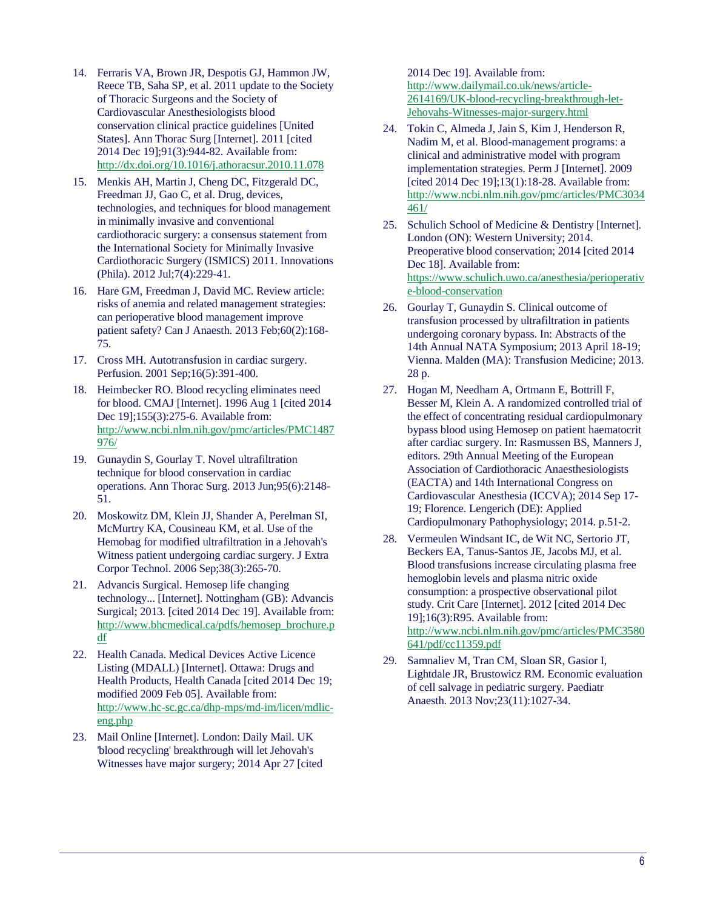14. Ferraris VA, Brown JR, Despotis GJ, Hammon JW, Reece TB, Saha SP, et al. 2011 update to the Society of Thoracic Surgeons and the Society of Cardiovascular Anesthesiologists blood conservation clinical practice guidelines [United States]. Ann Thorac Surg [Internet]. 2011 [cited 2014 Dec 19];91(3):944-82. Available from: http://dx.doi.org/10.1016/j.athoracsur.2010.11.078
15. Menkis AH, Martin J, Cheng DC, Fitzgerald DC, Freedman JJ, Gao C, et al. Drug, devices, technologies, and techniques for blood management in minimally invasive and conventional cardiothoracic surgery: a consensus statement from the International Society for Minimally Invasive Cardiothoracic Surgery (ISMICS) 2011. Innovations (Phila). 2012 Jul;7(4):229-41.
16. Hare GM, Freedman J, David MC. Review article: risks of anemia and related management strategies: can perioperative blood management improve patient safety? Can J Anaesth. 2013 Feb;60(2):168-75.
17. Cross MH. Autotransfusion in cardiac surgery. Perfusion. 2001 Sep;16(5):391-400.
18. Heimbecker RO. Blood recycling eliminates need for blood. CMAJ [Internet]. 1996 Aug 1 [cited 2014 Dec 19];155(3):275-6. Available from: http://www.ncbi.nlm.nih.gov/pmc/articles/PMC1487976/
19. Gunaydin S, Gourlay T. Novel ultrafiltration technique for blood conservation in cardiac operations. Ann Thorac Surg. 2013 Jun;95(6):2148-51.
20. Moskowitz DM, Klein JJ, Shander A, Perelman SI, McMurtry KA, Cousineau KM, et al. Use of the Hemobag for modified ultrafiltration in a Jehovah's Witness patient undergoing cardiac surgery. J Extra Corpor Technol. 2006 Sep;38(3):265-70.
21. Advancis Surgical. Hemosep life changing technology... [Internet]. Nottingham (GB): Advancis Surgical; 2013. [cited 2014 Dec 19]. Available from: http://www.bhcmedical.ca/pdfs/hemosep_brochure.pdf
22. Health Canada. Medical Devices Active Licence Listing (MDALL) [Internet]. Ottawa: Drugs and Health Products, Health Canada [cited 2014 Dec 19; modified 2009 Feb 05]. Available from: http://www.hc-sc.gc.ca/dhp-mps/md-im/licen/mdlic-eng.php
23. Mail Online [Internet]. London: Daily Mail. UK 'blood recycling' breakthrough will let Jehovah's Witnesses have major surgery; 2014 Apr 27 [cited 2014 Dec 19]. Available from: http://www.dailymail.co.uk/news/article-2614169/UK-blood-recycling-breakthrough-let-Jehovahs-Witnesses-major-surgery.html
24. Tokin C, Almeda J, Jain S, Kim J, Henderson R, Nadim M, et al. Blood-management programs: a clinical and administrative model with program implementation strategies. Perm J [Internet]. 2009 [cited 2014 Dec 19];13(1):18-28. Available from: http://www.ncbi.nlm.nih.gov/pmc/articles/PMC3034461/
25. Schulich School of Medicine & Dentistry [Internet]. London (ON): Western University; 2014. Preoperative blood conservation; 2014 [cited 2014 Dec 18]. Available from: https://www.schulich.uwo.ca/anesthesia/perioperative-blood-conservation
26. Gourlay T, Gunaydin S. Clinical outcome of transfusion processed by ultrafiltration in patients undergoing coronary bypass. In: Abstracts of the 14th Annual NATA Symposium; 2013 April 18-19; Vienna. Malden (MA): Transfusion Medicine; 2013. 28 p.
27. Hogan M, Needham A, Ortmann E, Bottrill F, Besser M, Klein A. A randomized controlled trial of the effect of concentrating residual cardiopulmonary bypass blood using Hemosep on patient haematocrit after cardiac surgery. In: Rasmussen BS, Manners J, editors. 29th Annual Meeting of the European Association of Cardiothoracic Anaesthesiologists (EACTA) and 14th International Congress on Cardiovascular Anesthesia (ICCVA); 2014 Sep 17-19; Florence. Lengerich (DE): Applied Cardiopulmonary Pathophysiology; 2014. p.51-2.
28. Vermeulen Windsant IC, de Wit NC, Sertorio JT, Beckers EA, Tanus-Santos JE, Jacobs MJ, et al. Blood transfusions increase circulating plasma free hemoglobin levels and plasma nitric oxide consumption: a prospective observational pilot study. Crit Care [Internet]. 2012 [cited 2014 Dec 19];16(3):R95. Available from: http://www.ncbi.nlm.nih.gov/pmc/articles/PMC3580641/pdf/cc11359.pdf
29. Samnaliev M, Tran CM, Sloan SR, Gasior I, Lightdale JR, Brustowicz RM. Economic evaluation of cell salvage in pediatric surgery. Paediatr Anaesth. 2013 Nov;23(11):1027-34.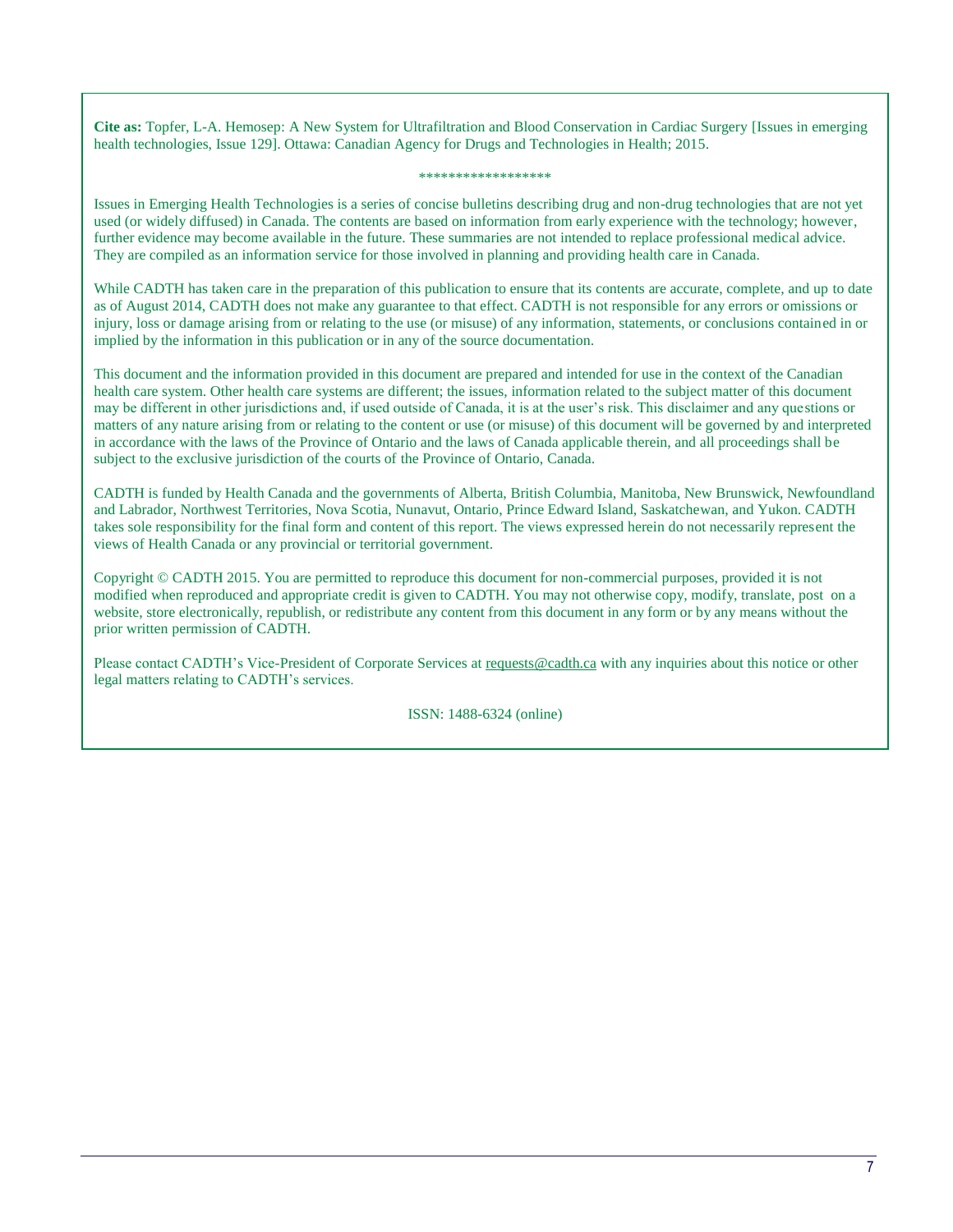**Cite as:** Topfer, L-A. Hemosep: A New System for Ultrafiltration and Blood Conservation in Cardiac Surgery [Issues in emerging health technologies, Issue 129]. Ottawa: Canadian Agency for Drugs and Technologies in Health; 2015.

******************

Issues in Emerging Health Technologies is a series of concise bulletins describing drug and non-drug technologies that are not yet used (or widely diffused) in Canada. The contents are based on information from early experience with the technology; however, further evidence may become available in the future. These summaries are not intended to replace professional medical advice. They are compiled as an information service for those involved in planning and providing health care in Canada.

While CADTH has taken care in the preparation of this publication to ensure that its contents are accurate, complete, and up to date as of August 2014, CADTH does not make any guarantee to that effect. CADTH is not responsible for any errors or omissions or injury, loss or damage arising from or relating to the use (or misuse) of any information, statements, or conclusions contained in or implied by the information in this publication or in any of the source documentation.

This document and the information provided in this document are prepared and intended for use in the context of the Canadian health care system. Other health care systems are different; the issues, information related to the subject matter of this document may be different in other jurisdictions and, if used outside of Canada, it is at the user's risk. This disclaimer and any questions or matters of any nature arising from or relating to the content or use (or misuse) of this document will be governed by and interpreted in accordance with the laws of the Province of Ontario and the laws of Canada applicable therein, and all proceedings shall be subject to the exclusive jurisdiction of the courts of the Province of Ontario, Canada.

CADTH is funded by Health Canada and the governments of Alberta, British Columbia, Manitoba, New Brunswick, Newfoundland and Labrador, Northwest Territories, Nova Scotia, Nunavut, Ontario, Prince Edward Island, Saskatchewan, and Yukon. CADTH takes sole responsibility for the final form and content of this report. The views expressed herein do not necessarily represent the views of Health Canada or any provincial or territorial government.

Copyright © CADTH 2015. You are permitted to reproduce this document for non-commercial purposes, provided it is not modified when reproduced and appropriate credit is given to CADTH. You may not otherwise copy, modify, translate, post on a website, store electronically, republish, or redistribute any content from this document in any form or by any means without the prior written permission of CADTH.

Please contact CADTH's Vice-President of Corporate Services at requests@cadth.ca with any inquiries about this notice or other legal matters relating to CADTH's services.

ISSN: 1488-6324 (online)